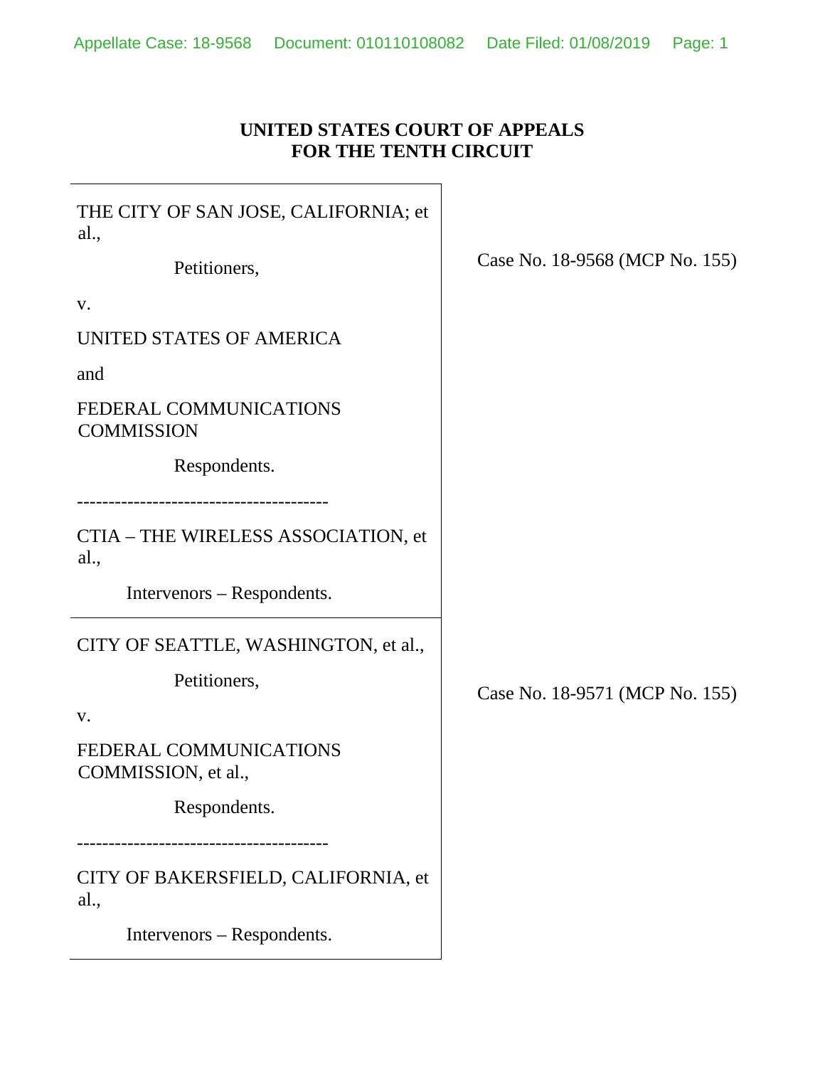**UNITED STATES COURT OF APPEALS**
**FOR THE TENTH CIRCUIT**

| | |
|---|---|
| THE CITY OF SAN JOSE, CALIFORNIA; et al.,<br><br>Petitioners,<br><br>v.<br><br>UNITED STATES OF AMERICA<br><br>and<br><br>FEDERAL COMMUNICATIONS COMMISSION<br><br>Respondents.<br><br>----------------------------------------<br><br>CTIA – THE WIRELESS ASSOCIATION, et al.,<br><br>Intervenors – Respondents. | Case No. 18-9568 (MCP No. 155) |
| CITY OF SEATTLE, WASHINGTON, et al.,<br><br>Petitioners,<br><br>v.<br><br>FEDERAL COMMUNICATIONS COMMISSION, et al.,<br><br>Respondents.<br><br>----------------------------------------<br><br>CITY OF BAKERSFIELD, CALIFORNIA, et al.,<br><br>Intervenors – Respondents. | Case No. 18-9571 (MCP No. 155) |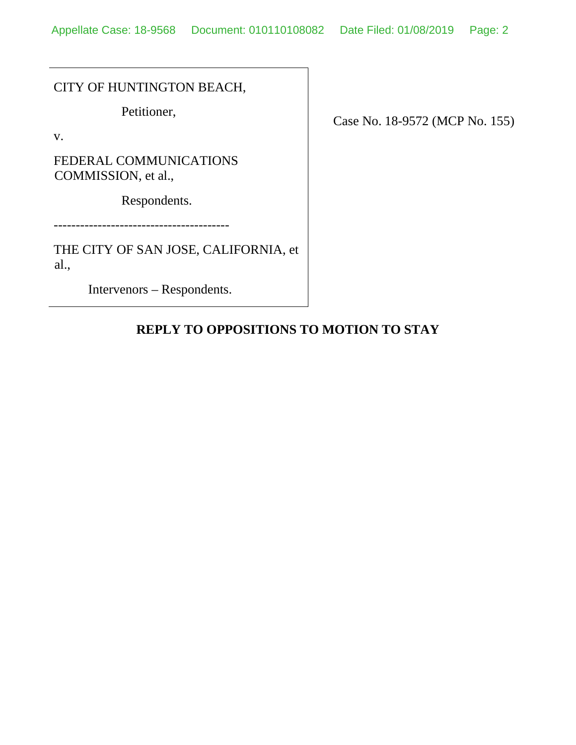| | |
|---|---|
| CITY OF HUNTINGTON BEACH,<br><br>Petitioner,<br><br>v.<br><br>FEDERAL COMMUNICATIONS COMMISSION, et al.,<br><br>Respondents.<br><br>----------------------------------------<br><br>THE CITY OF SAN JOSE, CALIFORNIA, et al.,<br><br>Intervenors – Respondents. | Case No. 18-9572 (MCP No. 155) |

**REPLY TO OPPOSITIONS TO MOTION TO STAY**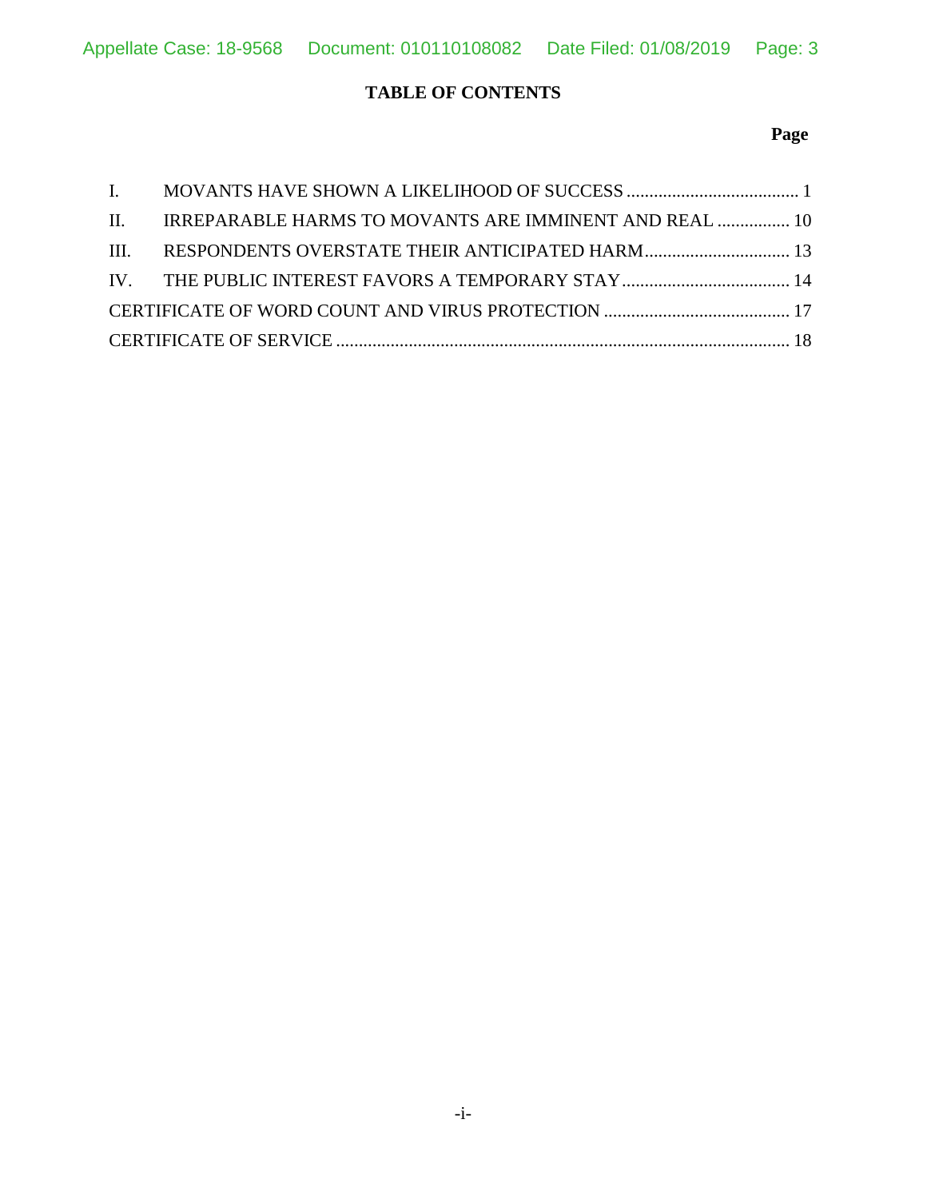## TABLE OF CONTENTS

| | | Page |
|---|---|---|
| I. | MOVANTS HAVE SHOWN A LIKELIHOOD OF SUCCESS | 1 |
| II. | IRREPARABLE HARMS TO MOVANTS ARE IMMINENT AND REAL | 10 |
| III. | RESPONDENTS OVERSTATE THEIR ANTICIPATED HARM | 13 |
| IV. | THE PUBLIC INTEREST FAVORS A TEMPORARY STAY | 14 |
| CERTIFICATE OF WORD COUNT AND VIRUS PROTECTION | | 17 |
| CERTIFICATE OF SERVICE | | 18 |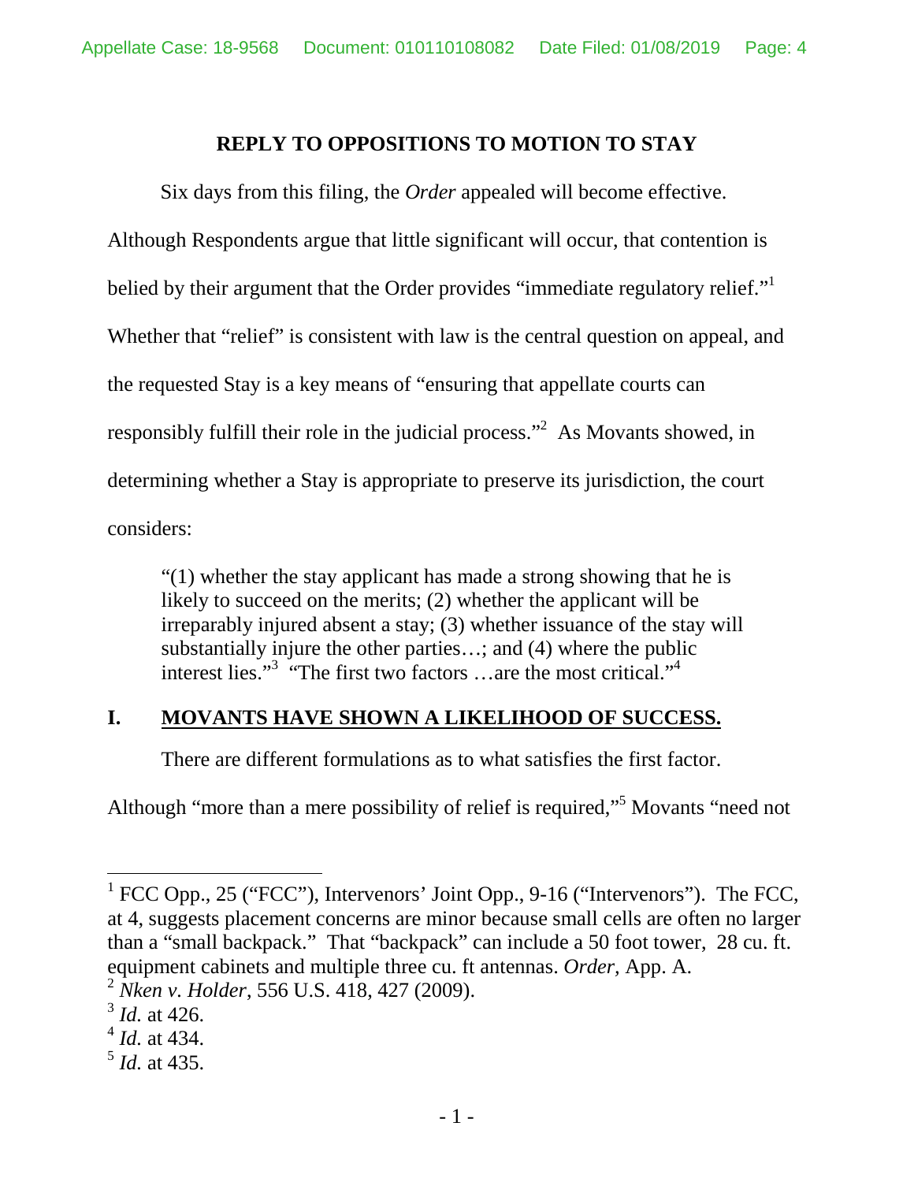## REPLY TO OPPOSITIONS TO MOTION TO STAY

Six days from this filing, the *Order* appealed will become effective. Although Respondents argue that little significant will occur, that contention is belied by their argument that the Order provides "immediate regulatory relief."[1] Whether that "relief" is consistent with law is the central question on appeal, and the requested Stay is a key means of "ensuring that appellate courts can responsibly fulfill their role in the judicial process."[2] As Movants showed, in determining whether a Stay is appropriate to preserve its jurisdiction, the court considers:

> "(1) whether the stay applicant has made a strong showing that he is likely to succeed on the merits; (2) whether the applicant will be irreparably injured absent a stay; (3) whether issuance of the stay will substantially injure the other parties…; and (4) where the public interest lies."[3] "The first two factors …are the most critical."[4]

## I. MOVANTS HAVE SHOWN A LIKELIHOOD OF SUCCESS.

There are different formulations as to what satisfies the first factor. Although "more than a mere possibility of relief is required,"[5] Movants "need not

---

[1] FCC Opp., 25 ("FCC"), Intervenors' Joint Opp., 9-16 ("Intervenors"). The FCC, at 4, suggests placement concerns are minor because small cells are often no larger than a "small backpack." That "backpack" can include a 50 foot tower, 28 cu. ft. equipment cabinets and multiple three cu. ft antennas. *Order*, App. A.

[2] *Nken v. Holder*, 556 U.S. 418, 427 (2009).

[3] *Id.* at 426.

[4] *Id.* at 434.

[5] *Id.* at 435.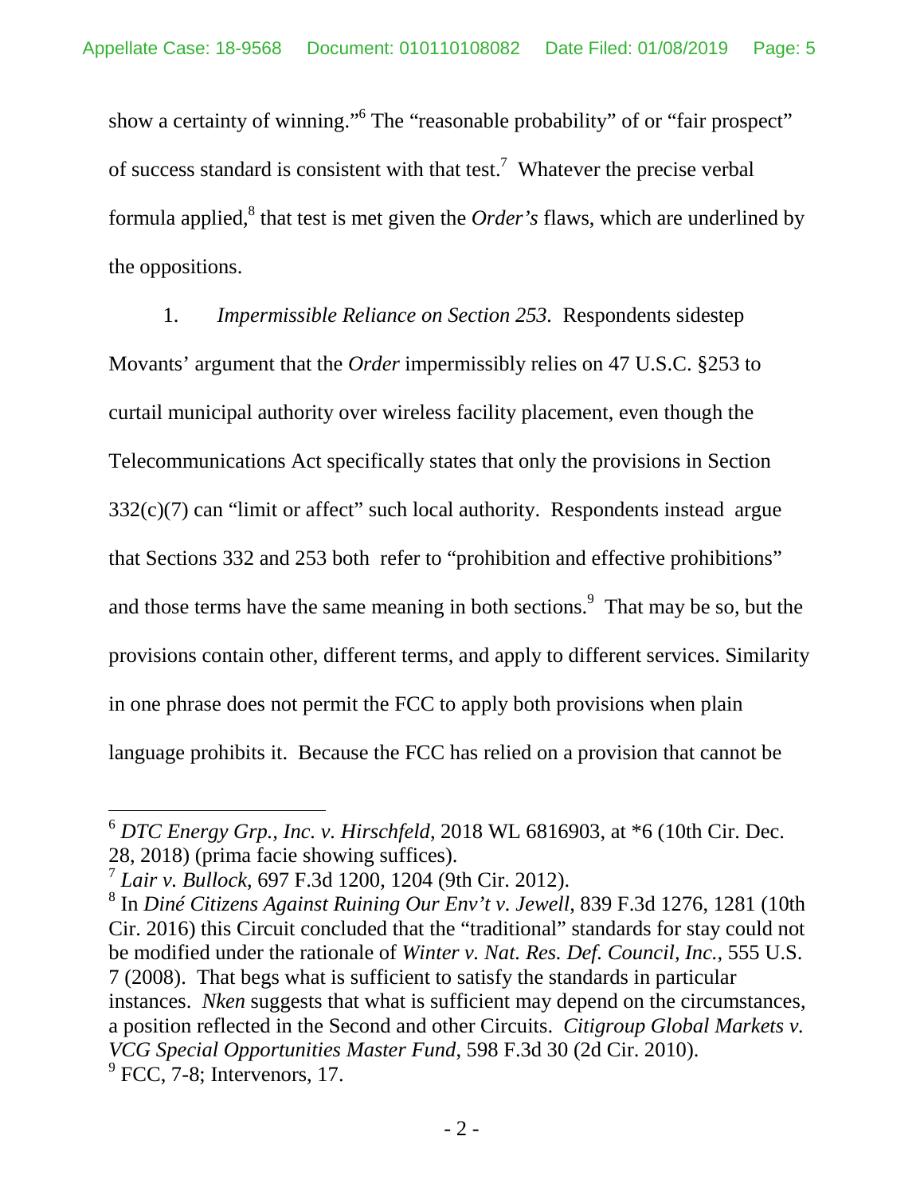show a certainty of winning."[6] The "reasonable probability" of or "fair prospect" of success standard is consistent with that test.[7] Whatever the precise verbal formula applied,[8] that test is met given the *Order's* flaws, which are underlined by the oppositions.

1. *Impermissible Reliance on Section 253.* Respondents sidestep Movants' argument that the *Order* impermissibly relies on 47 U.S.C. §253 to curtail municipal authority over wireless facility placement, even though the Telecommunications Act specifically states that only the provisions in Section 332(c)(7) can "limit or affect" such local authority. Respondents instead argue that Sections 332 and 253 both refer to "prohibition and effective prohibitions" and those terms have the same meaning in both sections.[9] That may be so, but the provisions contain other, different terms, and apply to different services. Similarity in one phrase does not permit the FCC to apply both provisions when plain language prohibits it. Because the FCC has relied on a provision that cannot be

---

[6] *DTC Energy Grp., Inc. v. Hirschfeld*, 2018 WL 6816903, at *6 (10th Cir. Dec. 28, 2018) (prima facie showing suffices).

[7] *Lair v. Bullock*, 697 F.3d 1200, 1204 (9th Cir. 2012).

[8] In *Diné Citizens Against Ruining Our Env't v. Jewell*, 839 F.3d 1276, 1281 (10th Cir. 2016) this Circuit concluded that the "traditional" standards for stay could not be modified under the rationale of *Winter v. Nat. Res. Def. Council, Inc.*, 555 U.S. 7 (2008). That begs what is sufficient to satisfy the standards in particular instances. *Nken* suggests that what is sufficient may depend on the circumstances, a position reflected in the Second and other Circuits. *Citigroup Global Markets v. VCG Special Opportunities Master Fund*, 598 F.3d 30 (2d Cir. 2010).

[9] FCC, 7-8; Intervenors, 17.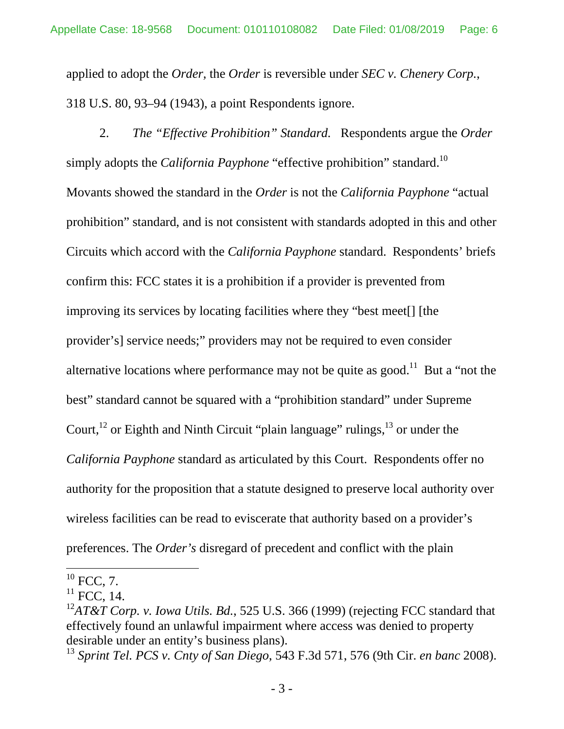applied to adopt the *Order,* the *Order* is reversible under *SEC v. Chenery Corp.*, 318 U.S. 80, 93–94 (1943), a point Respondents ignore.

2. *The "Effective Prohibition" Standard.* Respondents argue the *Order* simply adopts the *California Payphone* "effective prohibition" standard.[10] Movants showed the standard in the *Order* is not the *California Payphone* "actual prohibition" standard, and is not consistent with standards adopted in this and other Circuits which accord with the *California Payphone* standard. Respondents' briefs confirm this: FCC states it is a prohibition if a provider is prevented from improving its services by locating facilities where they "best meet[] [the provider's] service needs;" providers may not be required to even consider alternative locations where performance may not be quite as good.[11] But a "not the best" standard cannot be squared with a "prohibition standard" under Supreme Court,[12] or Eighth and Ninth Circuit "plain language" rulings,[13] or under the *California Payphone* standard as articulated by this Court. Respondents offer no authority for the proposition that a statute designed to preserve local authority over wireless facilities can be read to eviscerate that authority based on a provider's preferences. The *Order's* disregard of precedent and conflict with the plain

---

[10] FCC, 7.

[11] FCC, 14.

[12] *AT&T Corp. v. Iowa Utils. Bd.*, 525 U.S. 366 (1999) (rejecting FCC standard that effectively found an unlawful impairment where access was denied to property desirable under an entity's business plans).

[13] *Sprint Tel. PCS v. Cnty of San Diego*, 543 F.3d 571, 576 (9th Cir. *en banc* 2008).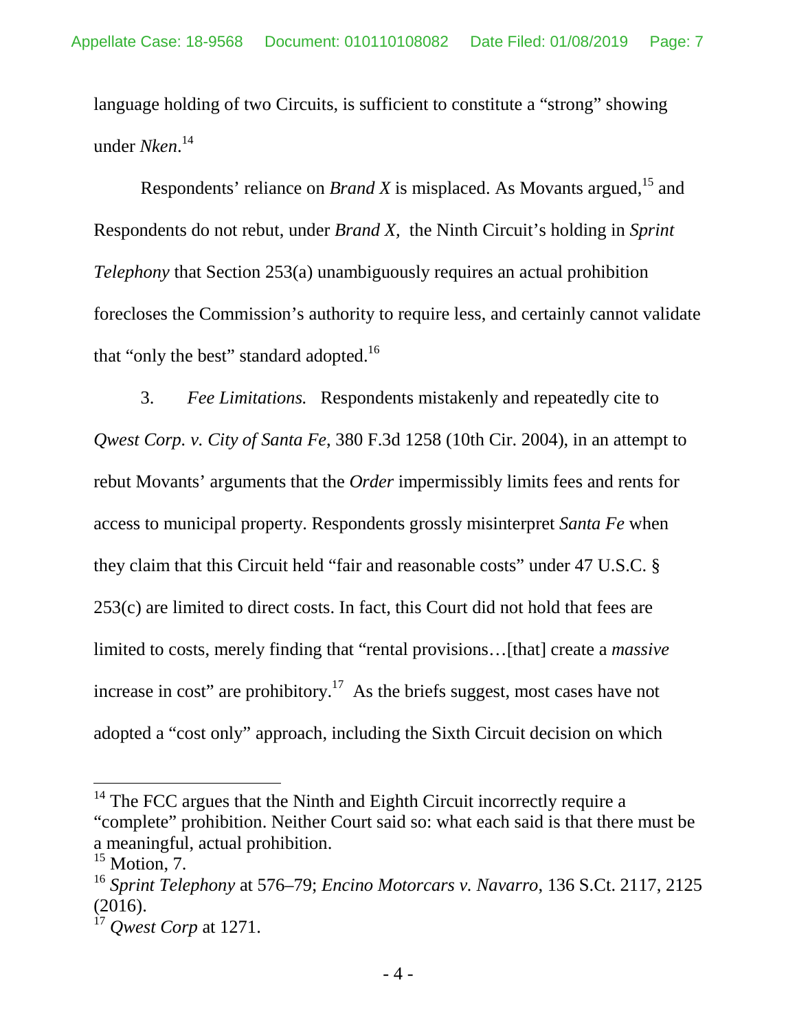language holding of two Circuits, is sufficient to constitute a "strong" showing under *Nken*.[14]

Respondents' reliance on *Brand X* is misplaced. As Movants argued,[15] and Respondents do not rebut, under *Brand X,* the Ninth Circuit's holding in *Sprint Telephony* that Section 253(a) unambiguously requires an actual prohibition forecloses the Commission's authority to require less, and certainly cannot validate that "only the best" standard adopted.[16]

3. *Fee Limitations.* Respondents mistakenly and repeatedly cite to *Qwest Corp. v. City of Santa Fe*, 380 F.3d 1258 (10th Cir. 2004), in an attempt to rebut Movants' arguments that the *Order* impermissibly limits fees and rents for access to municipal property. Respondents grossly misinterpret *Santa Fe* when they claim that this Circuit held "fair and reasonable costs" under 47 U.S.C. § 253(c) are limited to direct costs. In fact, this Court did not hold that fees are limited to costs, merely finding that "rental provisions…[that] create a *massive* increase in cost" are prohibitory.[17] As the briefs suggest, most cases have not adopted a "cost only" approach, including the Sixth Circuit decision on which

---

[14] The FCC argues that the Ninth and Eighth Circuit incorrectly require a "complete" prohibition. Neither Court said so: what each said is that there must be a meaningful, actual prohibition.

[15] Motion, 7.

[16] *Sprint Telephony* at 576–79; *Encino Motorcars v. Navarro*, 136 S.Ct. 2117, 2125 (2016).

[17] *Qwest Corp* at 1271.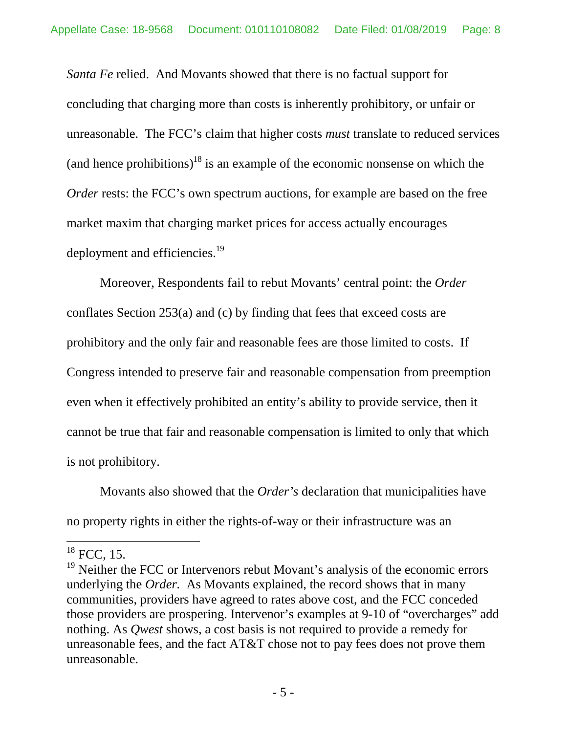*Santa Fe* relied. And Movants showed that there is no factual support for concluding that charging more than costs is inherently prohibitory, or unfair or unreasonable. The FCC's claim that higher costs *must* translate to reduced services (and hence prohibitions)[18] is an example of the economic nonsense on which the *Order* rests: the FCC's own spectrum auctions, for example are based on the free market maxim that charging market prices for access actually encourages deployment and efficiencies.[19]

Moreover, Respondents fail to rebut Movants' central point: the *Order* conflates Section 253(a) and (c) by finding that fees that exceed costs are prohibitory and the only fair and reasonable fees are those limited to costs. If Congress intended to preserve fair and reasonable compensation from preemption even when it effectively prohibited an entity's ability to provide service, then it cannot be true that fair and reasonable compensation is limited to only that which is not prohibitory.

Movants also showed that the *Order's* declaration that municipalities have no property rights in either the rights-of-way or their infrastructure was an

---

[18] FCC, 15.

[19] Neither the FCC or Intervenors rebut Movant's analysis of the economic errors underlying the *Order*. As Movants explained, the record shows that in many communities, providers have agreed to rates above cost, and the FCC conceded those providers are prospering. Intervenor's examples at 9-10 of "overcharges" add nothing. As *Qwest* shows, a cost basis is not required to provide a remedy for unreasonable fees, and the fact AT&T chose not to pay fees does not prove them unreasonable.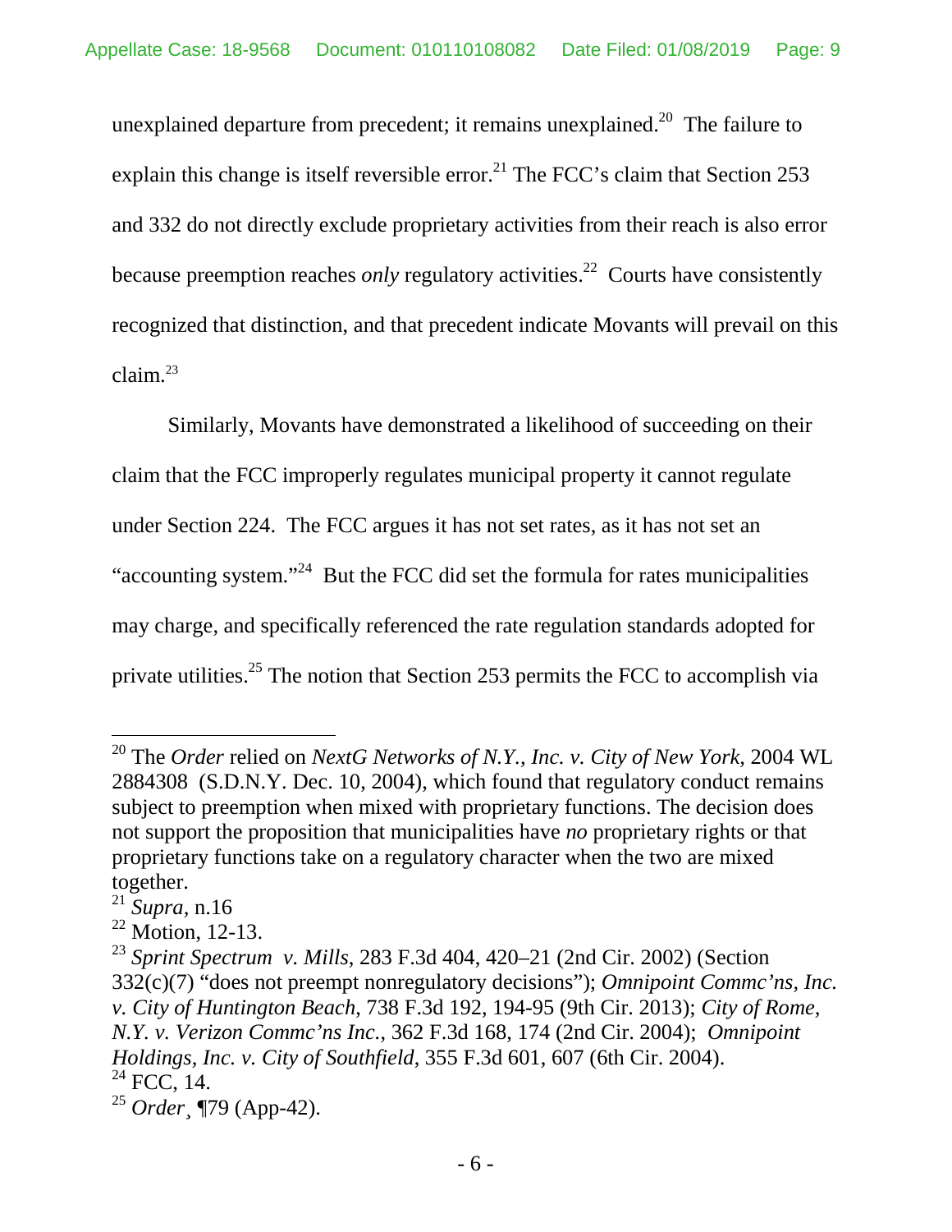unexplained departure from precedent; it remains unexplained.[20] The failure to explain this change is itself reversible error.[21] The FCC's claim that Section 253 and 332 do not directly exclude proprietary activities from their reach is also error because preemption reaches *only* regulatory activities.[22] Courts have consistently recognized that distinction, and that precedent indicate Movants will prevail on this claim.[23]

Similarly, Movants have demonstrated a likelihood of succeeding on their claim that the FCC improperly regulates municipal property it cannot regulate under Section 224. The FCC argues it has not set rates, as it has not set an "accounting system."[24] But the FCC did set the formula for rates municipalities may charge, and specifically referenced the rate regulation standards adopted for private utilities.[25] The notion that Section 253 permits the FCC to accomplish via

---

[20] The *Order* relied on *NextG Networks of N.Y., Inc. v. City of New York,* 2004 WL 2884308 (S.D.N.Y. Dec. 10, 2004), which found that regulatory conduct remains subject to preemption when mixed with proprietary functions. The decision does not support the proposition that municipalities have *no* proprietary rights or that proprietary functions take on a regulatory character when the two are mixed together.

[21] *Supra,* n.16

[22] Motion, 12-13.

[23] *Sprint Spectrum v. Mills*, 283 F.3d 404, 420–21 (2nd Cir. 2002) (Section 332(c)(7) "does not preempt nonregulatory decisions"); *Omnipoint Commc'ns, Inc. v. City of Huntington Beach*, 738 F.3d 192, 194-95 (9th Cir. 2013); *City of Rome, N.Y. v. Verizon Commc'ns Inc.*, 362 F.3d 168, 174 (2nd Cir. 2004); *Omnipoint Holdings, Inc. v. City of Southfield*, 355 F.3d 601, 607 (6th Cir. 2004).

[24] FCC, 14.

[25] *Order*¸ ¶79 (App-42).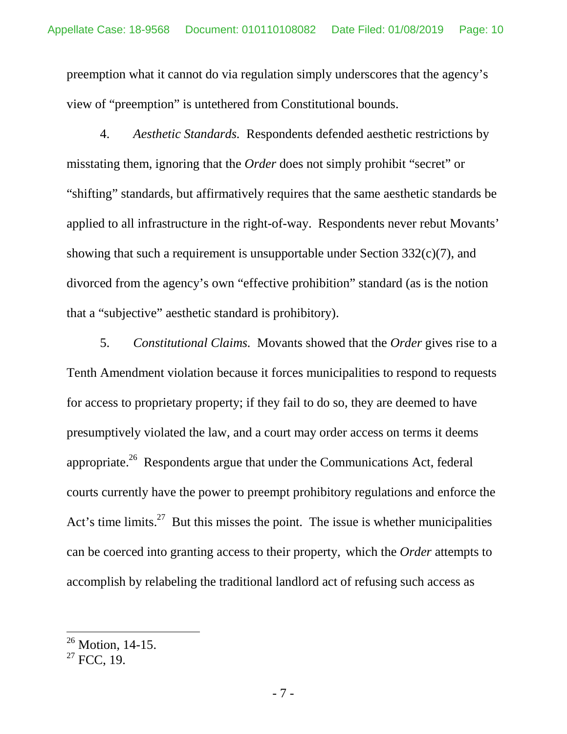preemption what it cannot do via regulation simply underscores that the agency's view of "preemption" is untethered from Constitutional bounds.

4. *Aesthetic Standards.* Respondents defended aesthetic restrictions by misstating them, ignoring that the *Order* does not simply prohibit "secret" or "shifting" standards, but affirmatively requires that the same aesthetic standards be applied to all infrastructure in the right-of-way. Respondents never rebut Movants' showing that such a requirement is unsupportable under Section 332(c)(7), and divorced from the agency's own "effective prohibition" standard (as is the notion that a "subjective" aesthetic standard is prohibitory).

5. *Constitutional Claims.* Movants showed that the *Order* gives rise to a Tenth Amendment violation because it forces municipalities to respond to requests for access to proprietary property; if they fail to do so, they are deemed to have presumptively violated the law, and a court may order access on terms it deems appropriate.[26] Respondents argue that under the Communications Act, federal courts currently have the power to preempt prohibitory regulations and enforce the Act's time limits.[27] But this misses the point. The issue is whether municipalities can be coerced into granting access to their property, which the *Order* attempts to accomplish by relabeling the traditional landlord act of refusing such access as

---

[26] Motion, 14-15.

[27] FCC, 19.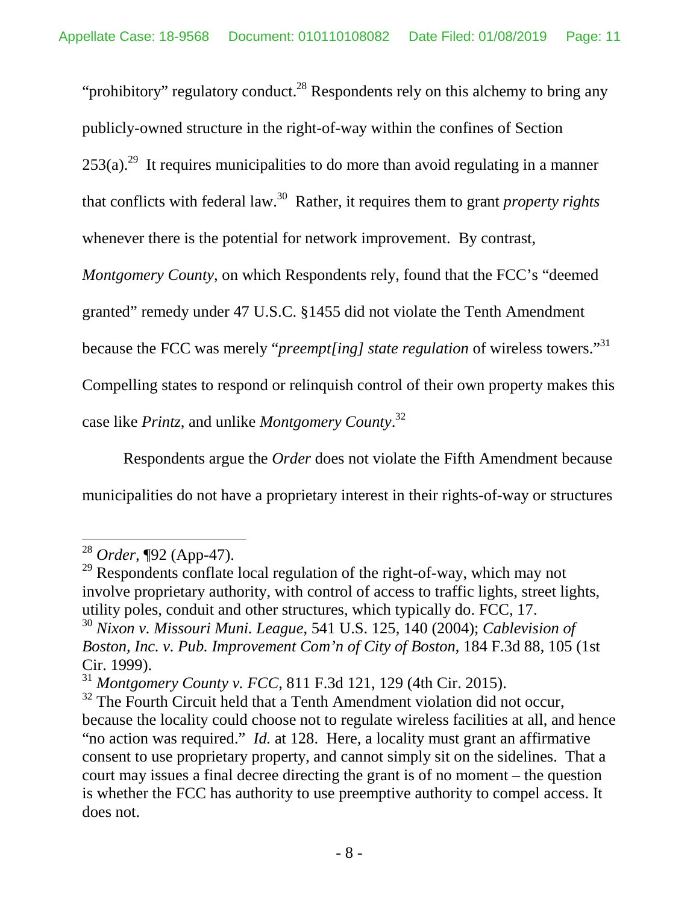"prohibitory" regulatory conduct.[28] Respondents rely on this alchemy to bring any publicly-owned structure in the right-of-way within the confines of Section 253(a).[29] It requires municipalities to do more than avoid regulating in a manner that conflicts with federal law.[30] Rather, it requires them to grant *property rights* whenever there is the potential for network improvement. By contrast, *Montgomery County*, on which Respondents rely, found that the FCC's "deemed granted" remedy under 47 U.S.C. §1455 did not violate the Tenth Amendment because the FCC was merely "*preempt[ing] state regulation* of wireless towers."[31] Compelling states to respond or relinquish control of their own property makes this case like *Printz*, and unlike *Montgomery County*.[32]

Respondents argue the *Order* does not violate the Fifth Amendment because municipalities do not have a proprietary interest in their rights-of-way or structures

---

[28] *Order*, ¶92 (App-47).

[29] Respondents conflate local regulation of the right-of-way, which may not involve proprietary authority, with control of access to traffic lights, street lights, utility poles, conduit and other structures, which typically do. FCC, 17.

[30] *Nixon v. Missouri Muni. League*, 541 U.S. 125, 140 (2004); *Cablevision of Boston, Inc. v. Pub. Improvement Com'n of City of Boston*, 184 F.3d 88, 105 (1st Cir. 1999).

[31] *Montgomery County v. FCC*, 811 F.3d 121, 129 (4th Cir. 2015).

[32] The Fourth Circuit held that a Tenth Amendment violation did not occur, because the locality could choose not to regulate wireless facilities at all, and hence "no action was required." *Id.* at 128. Here, a locality must grant an affirmative consent to use proprietary property, and cannot simply sit on the sidelines. That a court may issues a final decree directing the grant is of no moment – the question is whether the FCC has authority to use preemptive authority to compel access. It does not.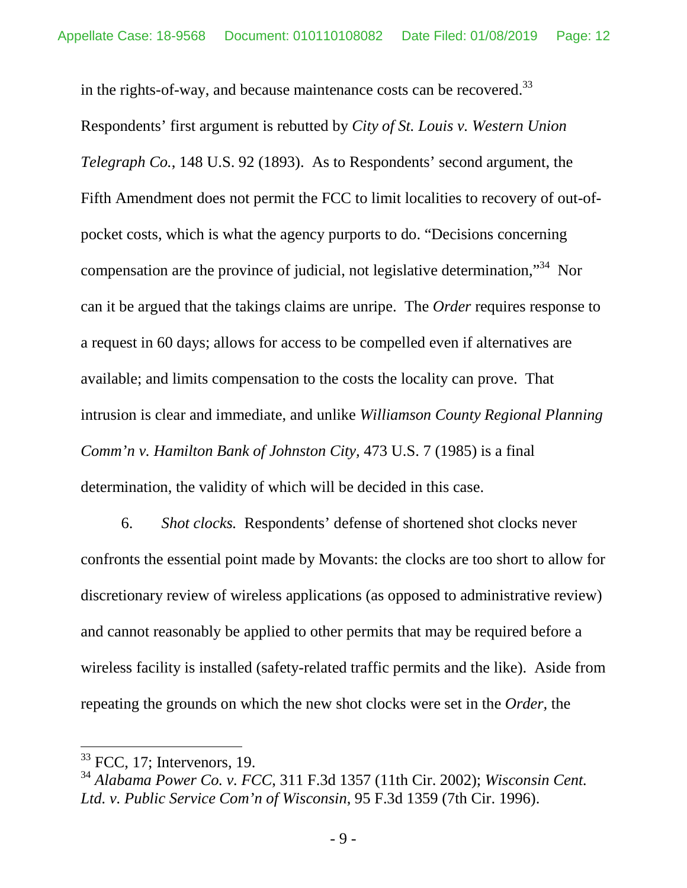in the rights-of-way, and because maintenance costs can be recovered.[33] Respondents' first argument is rebutted by *City of St. Louis v. Western Union Telegraph Co.*, 148 U.S. 92 (1893). As to Respondents' second argument, the Fifth Amendment does not permit the FCC to limit localities to recovery of out-of-pocket costs, which is what the agency purports to do. "Decisions concerning compensation are the province of judicial, not legislative determination,"[34] Nor can it be argued that the takings claims are unripe. The *Order* requires response to a request in 60 days; allows for access to be compelled even if alternatives are available; and limits compensation to the costs the locality can prove. That intrusion is clear and immediate, and unlike *Williamson County Regional Planning Comm'n v. Hamilton Bank of Johnston City*, 473 U.S. 7 (1985) is a final determination, the validity of which will be decided in this case.

6. *Shot clocks.* Respondents' defense of shortened shot clocks never confronts the essential point made by Movants: the clocks are too short to allow for discretionary review of wireless applications (as opposed to administrative review) and cannot reasonably be applied to other permits that may be required before a wireless facility is installed (safety-related traffic permits and the like). Aside from repeating the grounds on which the new shot clocks were set in the *Order*, the

---

[33] FCC, 17; Intervenors, 19.

[34] *Alabama Power Co. v. FCC*, 311 F.3d 1357 (11th Cir. 2002); *Wisconsin Cent. Ltd. v. Public Service Com'n of Wisconsin*, 95 F.3d 1359 (7th Cir. 1996).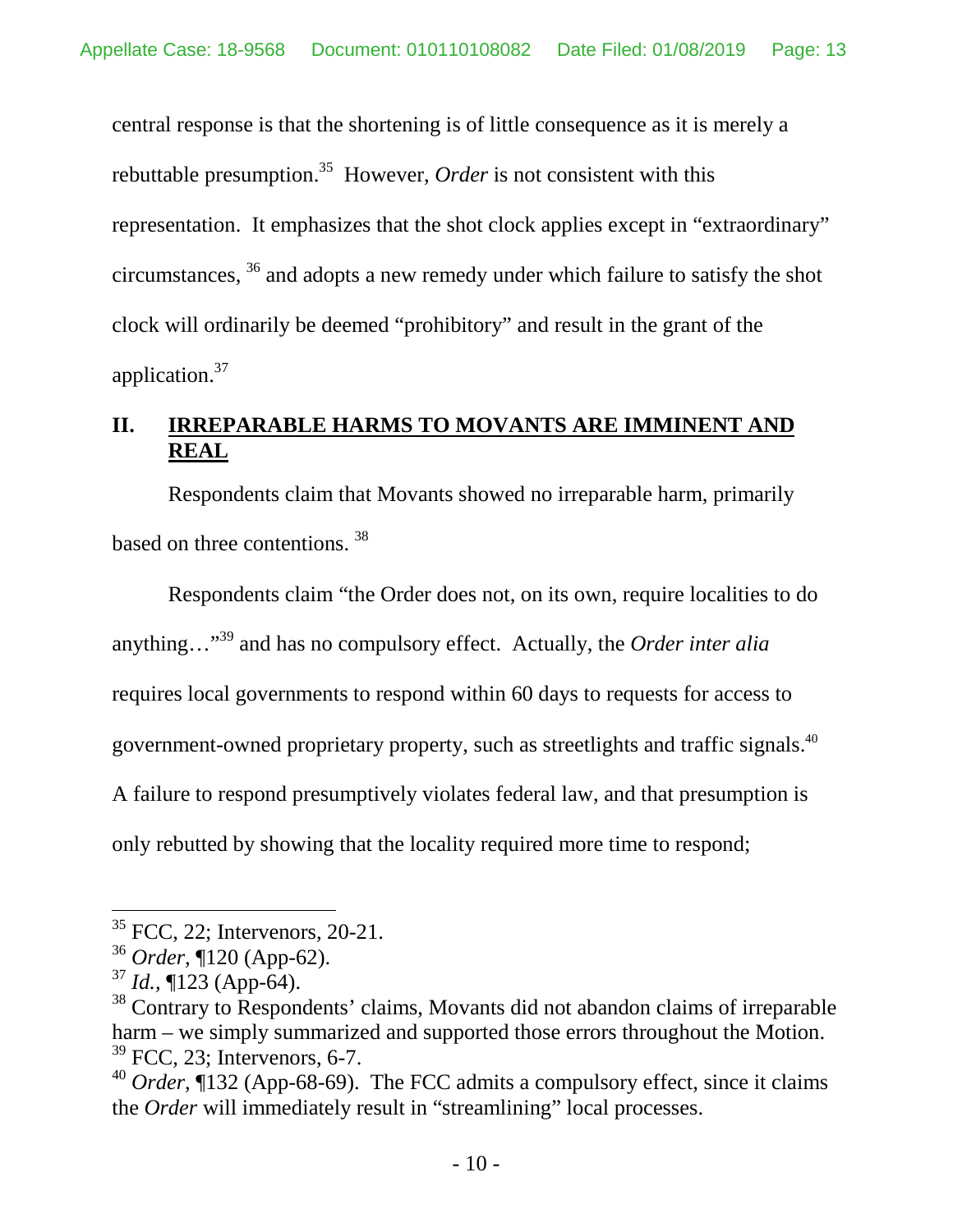central response is that the shortening is of little consequence as it is merely a rebuttable presumption.[35] However, *Order* is not consistent with this representation. It emphasizes that the shot clock applies except in "extraordinary" circumstances, [36] and adopts a new remedy under which failure to satisfy the shot clock will ordinarily be deemed "prohibitory" and result in the grant of the application.[37]

## II. IRREPARABLE HARMS TO MOVANTS ARE IMMINENT AND REAL

Respondents claim that Movants showed no irreparable harm, primarily based on three contentions. [38]

Respondents claim "the Order does not, on its own, require localities to do anything…"[39] and has no compulsory effect. Actually, the *Order inter alia* requires local governments to respond within 60 days to requests for access to government-owned proprietary property, such as streetlights and traffic signals.[40] A failure to respond presumptively violates federal law, and that presumption is only rebutted by showing that the locality required more time to respond;

---

[35] FCC, 22; Intervenors, 20-21.

[36] *Order*, ¶120 (App-62).

[37] *Id.*, ¶123 (App-64).

[38] Contrary to Respondents' claims, Movants did not abandon claims of irreparable harm – we simply summarized and supported those errors throughout the Motion.

[39] FCC, 23; Intervenors, 6-7.

[40] *Order*, ¶132 (App-68-69). The FCC admits a compulsory effect, since it claims the *Order* will immediately result in "streamlining" local processes.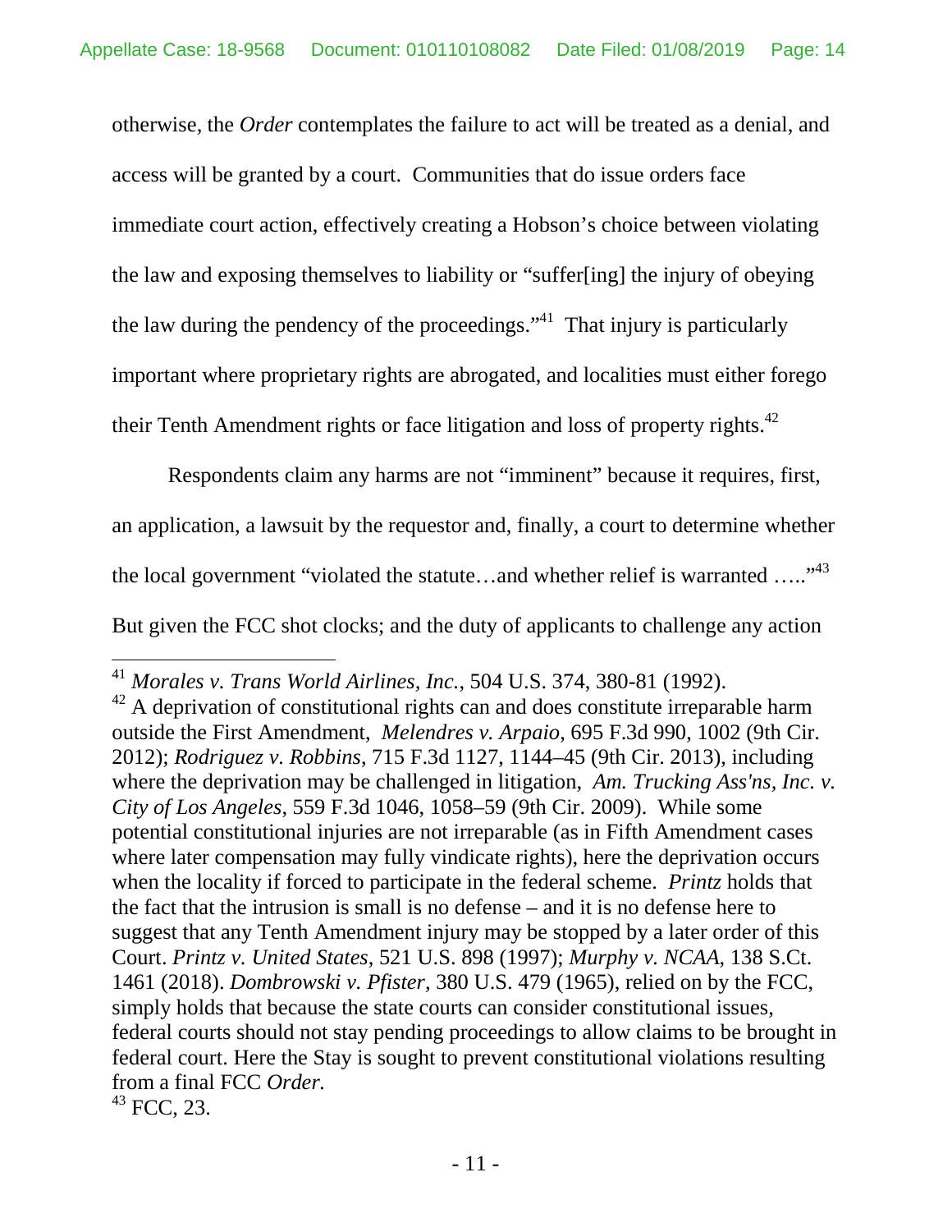otherwise, the *Order* contemplates the failure to act will be treated as a denial, and access will be granted by a court. Communities that do issue orders face immediate court action, effectively creating a Hobson's choice between violating the law and exposing themselves to liability or "suffer[ing] the injury of obeying the law during the pendency of the proceedings."[41] That injury is particularly important where proprietary rights are abrogated, and localities must either forego their Tenth Amendment rights or face litigation and loss of property rights.[42]

Respondents claim any harms are not "imminent" because it requires, first, an application, a lawsuit by the requestor and, finally, a court to determine whether the local government "violated the statute…and whether relief is warranted ….."[43] But given the FCC shot clocks; and the duty of applicants to challenge any action

---

[41] *Morales v. Trans World Airlines, Inc.*, 504 U.S. 374, 380-81 (1992).

[42] A deprivation of constitutional rights can and does constitute irreparable harm outside the First Amendment, *Melendres v. Arpaio*, 695 F.3d 990, 1002 (9th Cir. 2012); *Rodriguez v. Robbins*, 715 F.3d 1127, 1144–45 (9th Cir. 2013), including where the deprivation may be challenged in litigation, *Am. Trucking Ass'ns, Inc. v. City of Los Angeles*, 559 F.3d 1046, 1058–59 (9th Cir. 2009). While some potential constitutional injuries are not irreparable (as in Fifth Amendment cases where later compensation may fully vindicate rights), here the deprivation occurs when the locality if forced to participate in the federal scheme. *Printz* holds that the fact that the intrusion is small is no defense – and it is no defense here to suggest that any Tenth Amendment injury may be stopped by a later order of this Court. *Printz v. United States*, 521 U.S. 898 (1997); *Murphy v. NCAA*, 138 S.Ct. 1461 (2018). *Dombrowski v. Pfister,* 380 U.S. 479 (1965), relied on by the FCC, simply holds that because the state courts can consider constitutional issues, federal courts should not stay pending proceedings to allow claims to be brought in federal court. Here the Stay is sought to prevent constitutional violations resulting from a final FCC *Order.*

[43] FCC, 23.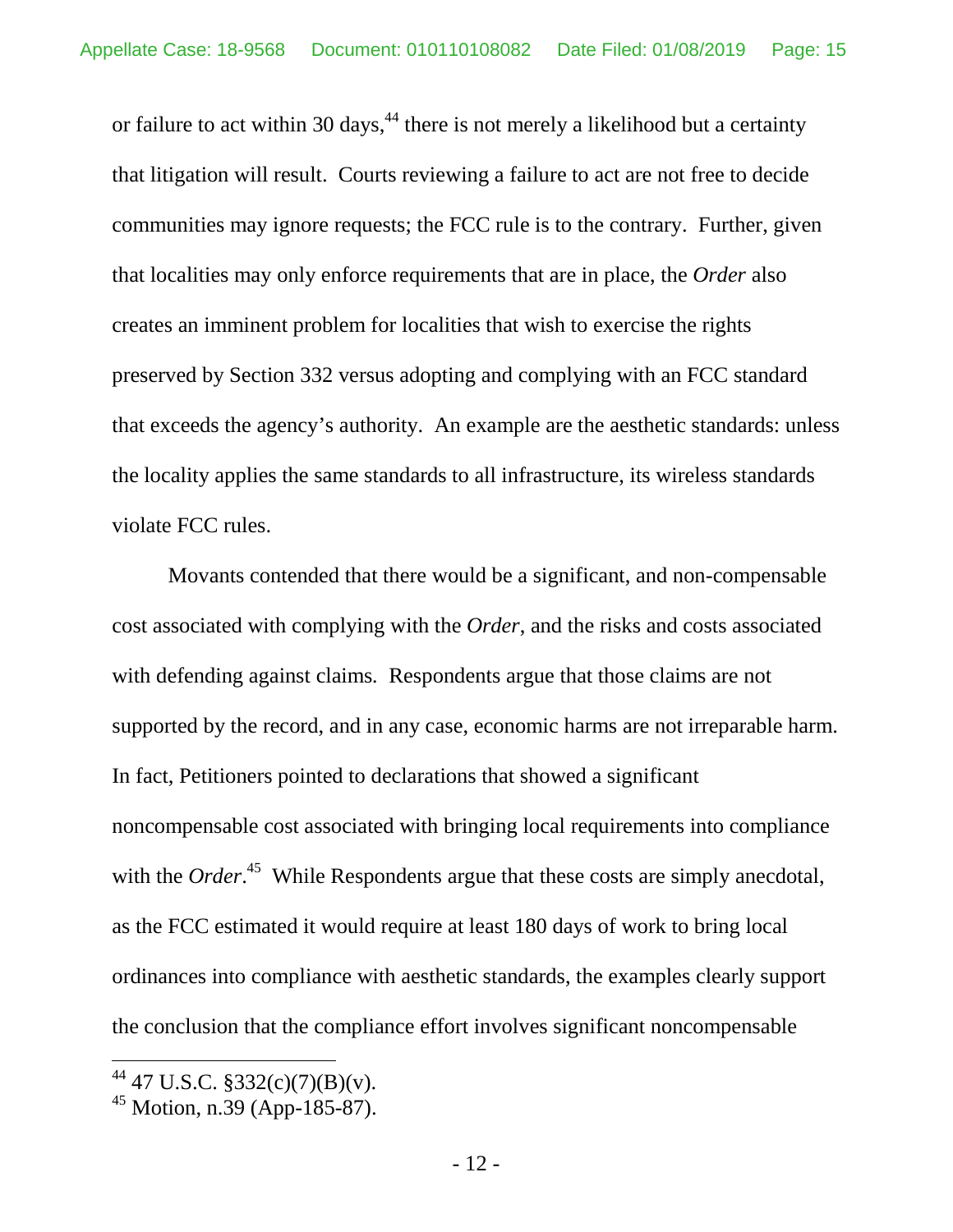or failure to act within 30 days,[44] there is not merely a likelihood but a certainty that litigation will result. Courts reviewing a failure to act are not free to decide communities may ignore requests; the FCC rule is to the contrary. Further, given that localities may only enforce requirements that are in place, the *Order* also creates an imminent problem for localities that wish to exercise the rights preserved by Section 332 versus adopting and complying with an FCC standard that exceeds the agency's authority. An example are the aesthetic standards: unless the locality applies the same standards to all infrastructure, its wireless standards violate FCC rules.

Movants contended that there would be a significant, and non-compensable cost associated with complying with the *Order*, and the risks and costs associated with defending against claims. Respondents argue that those claims are not supported by the record, and in any case, economic harms are not irreparable harm. In fact, Petitioners pointed to declarations that showed a significant noncompensable cost associated with bringing local requirements into compliance with the *Order*.[45] While Respondents argue that these costs are simply anecdotal, as the FCC estimated it would require at least 180 days of work to bring local ordinances into compliance with aesthetic standards, the examples clearly support the conclusion that the compliance effort involves significant noncompensable

---

[44] 47 U.S.C. §332(c)(7)(B)(v).

[45] Motion, n.39 (App-185-87).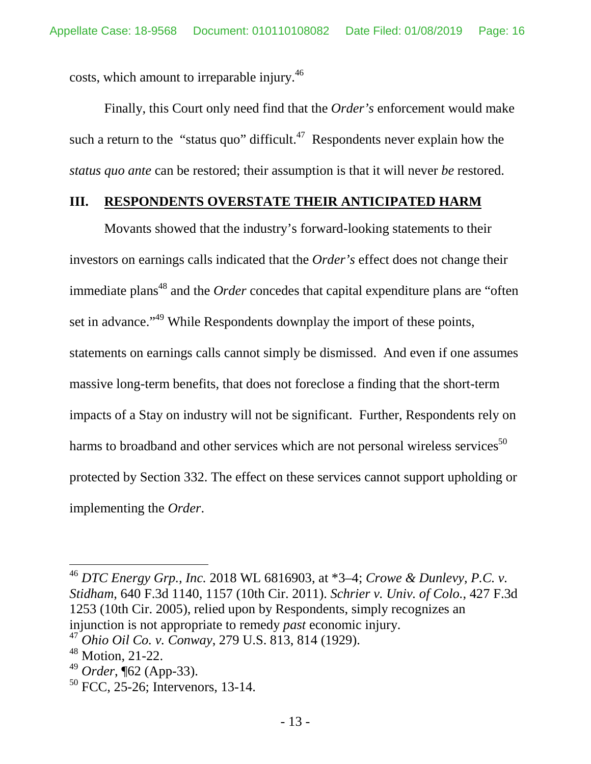costs, which amount to irreparable injury.[46]

Finally, this Court only need find that the *Order's* enforcement would make such a return to the "status quo" difficult.[47] Respondents never explain how the *status quo ante* can be restored; their assumption is that it will never *be* restored.

## III. RESPONDENTS OVERSTATE THEIR ANTICIPATED HARM

Movants showed that the industry's forward-looking statements to their investors on earnings calls indicated that the *Order's* effect does not change their immediate plans[48] and the *Order* concedes that capital expenditure plans are "often set in advance."[49] While Respondents downplay the import of these points, statements on earnings calls cannot simply be dismissed. And even if one assumes massive long-term benefits, that does not foreclose a finding that the short-term impacts of a Stay on industry will not be significant. Further, Respondents rely on harms to broadband and other services which are not personal wireless services[50] protected by Section 332. The effect on these services cannot support upholding or implementing the *Order*.

---

[46] *DTC Energy Grp., Inc.* 2018 WL 6816903, at *3–4; *Crowe & Dunlevy, P.C. v. Stidham*, 640 F.3d 1140, 1157 (10th Cir. 2011). *Schrier v. Univ. of Colo.*, 427 F.3d 1253 (10th Cir. 2005), relied upon by Respondents, simply recognizes an injunction is not appropriate to remedy *past* economic injury.

[47] *Ohio Oil Co. v. Conway*, 279 U.S. 813, 814 (1929).

[48] Motion, 21-22.

[49] *Order*, ¶62 (App-33).

[50] FCC, 25-26; Intervenors, 13-14.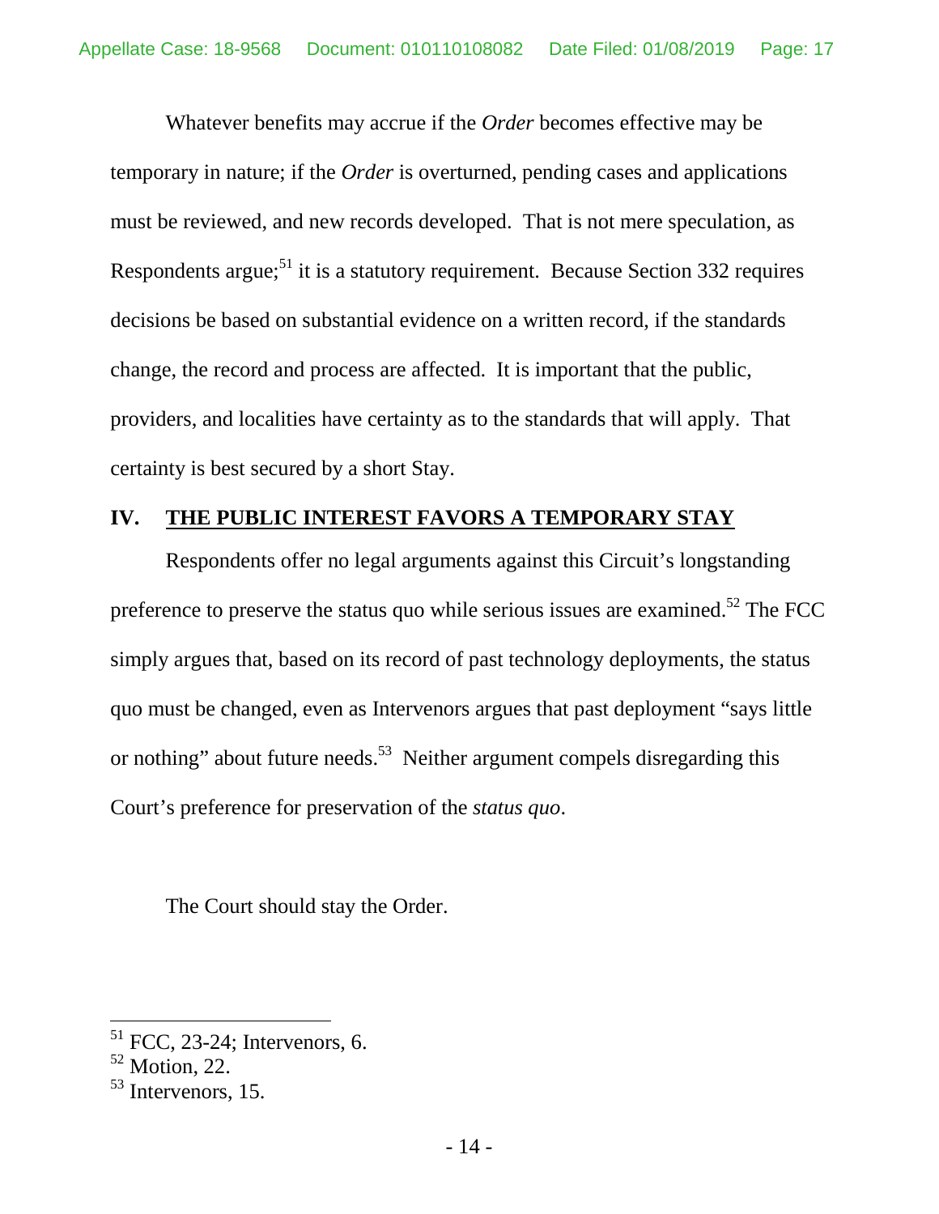Whatever benefits may accrue if the *Order* becomes effective may be temporary in nature; if the *Order* is overturned, pending cases and applications must be reviewed, and new records developed. That is not mere speculation, as Respondents argue;[51] it is a statutory requirement. Because Section 332 requires decisions be based on substantial evidence on a written record, if the standards change, the record and process are affected. It is important that the public, providers, and localities have certainty as to the standards that will apply. That certainty is best secured by a short Stay.

## IV. THE PUBLIC INTEREST FAVORS A TEMPORARY STAY

Respondents offer no legal arguments against this Circuit's longstanding preference to preserve the status quo while serious issues are examined.[52] The FCC simply argues that, based on its record of past technology deployments, the status quo must be changed, even as Intervenors argues that past deployment "says little or nothing" about future needs.[53] Neither argument compels disregarding this Court's preference for preservation of the *status quo*.

The Court should stay the Order.

---

[51] FCC, 23-24; Intervenors, 6.

[52] Motion, 22.

[53] Intervenors, 15.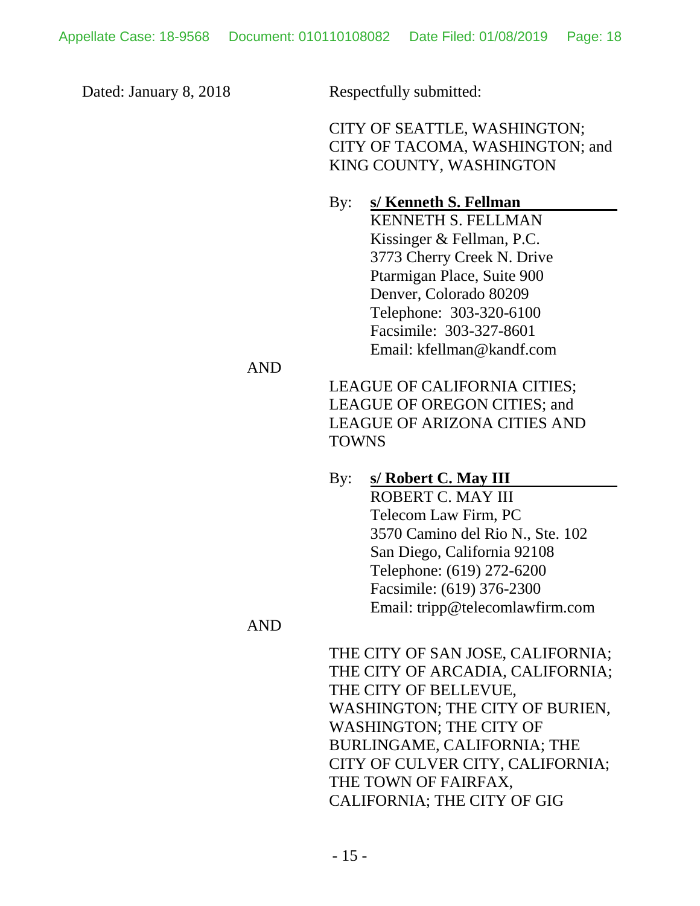Dated: January 8, 2018

Respectfully submitted:

CITY OF SEATTLE, WASHINGTON;
CITY OF TACOMA, WASHINGTON; and
KING COUNTY, WASHINGTON

By: **s/ Kenneth S. Fellman**
KENNETH S. FELLMAN
Kissinger & Fellman, P.C.
3773 Cherry Creek N. Drive
Ptarmigan Place, Suite 900
Denver, Colorado 80209
Telephone: 303-320-6100
Facsimile: 303-327-8601
Email: kfellman@kandf.com

AND

LEAGUE OF CALIFORNIA CITIES;
LEAGUE OF OREGON CITIES; and
LEAGUE OF ARIZONA CITIES AND TOWNS

By: **s/ Robert C. May III**
ROBERT C. MAY III
Telecom Law Firm, PC
3570 Camino del Rio N., Ste. 102
San Diego, California 92108
Telephone: (619) 272-6200
Facsimile: (619) 376-2300
Email: tripp@telecomlawfirm.com

AND

THE CITY OF SAN JOSE, CALIFORNIA;
THE CITY OF ARCADIA, CALIFORNIA;
THE CITY OF BELLEVUE, WASHINGTON; THE CITY OF BURIEN, WASHINGTON; THE CITY OF BURLINGAME, CALIFORNIA; THE CITY OF CULVER CITY, CALIFORNIA;
THE TOWN OF FAIRFAX, CALIFORNIA; THE CITY OF GIG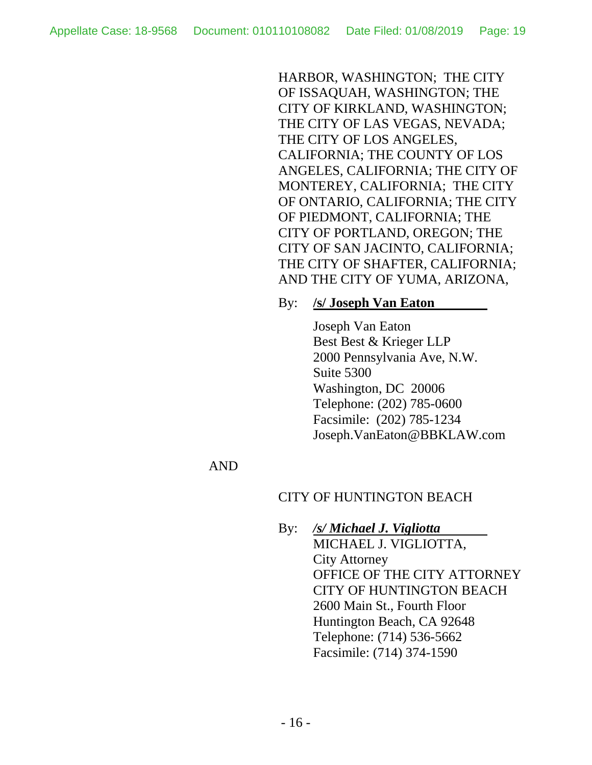HARBOR, WASHINGTON; THE CITY OF ISSAQUAH, WASHINGTON; THE CITY OF KIRKLAND, WASHINGTON; THE CITY OF LAS VEGAS, NEVADA; THE CITY OF LOS ANGELES, CALIFORNIA; THE COUNTY OF LOS ANGELES, CALIFORNIA; THE CITY OF MONTEREY, CALIFORNIA; THE CITY OF ONTARIO, CALIFORNIA; THE CITY OF PIEDMONT, CALIFORNIA; THE CITY OF PORTLAND, OREGON; THE CITY OF SAN JACINTO, CALIFORNIA; THE CITY OF SHAFTER, CALIFORNIA; AND THE CITY OF YUMA, ARIZONA,

By: **/s/ Joseph Van Eaton**

Joseph Van Eaton
Best Best & Krieger LLP
2000 Pennsylvania Ave, N.W.
Suite 5300
Washington, DC 20006
Telephone: (202) 785-0600
Facsimile: (202) 785-1234
Joseph.VanEaton@BBKLAW.com

AND

CITY OF HUNTINGTON BEACH

By: ***/s/ Michael J. Vigliotta***
MICHAEL J. VIGLIOTTA,
City Attorney
OFFICE OF THE CITY ATTORNEY
CITY OF HUNTINGTON BEACH
2600 Main St., Fourth Floor
Huntington Beach, CA 92648
Telephone: (714) 536-5662
Facsimile: (714) 374-1590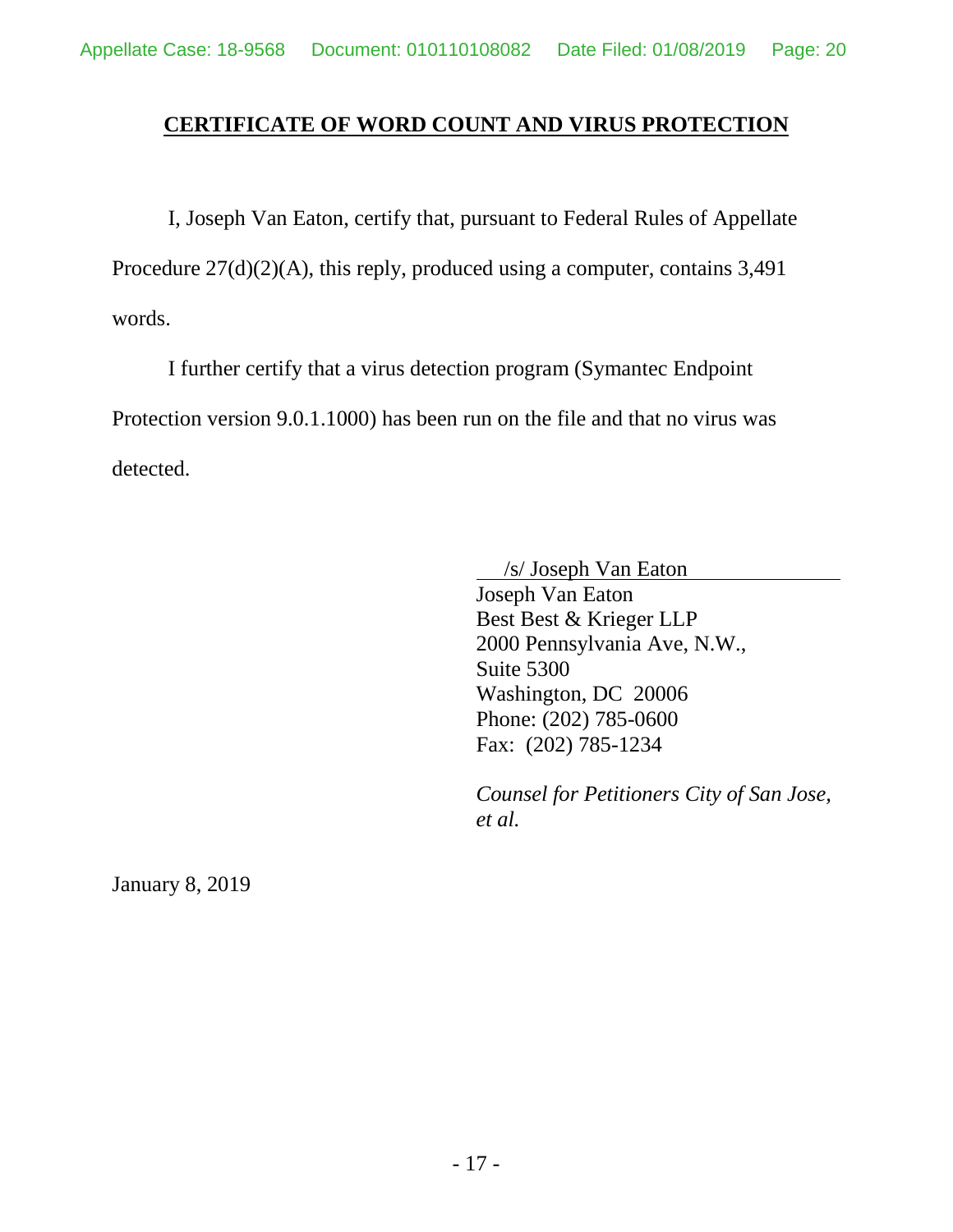# CERTIFICATE OF WORD COUNT AND VIRUS PROTECTION

I, Joseph Van Eaton, certify that, pursuant to Federal Rules of Appellate Procedure 27(d)(2)(A), this reply, produced using a computer, contains 3,491 words.

I further certify that a virus detection program (Symantec Endpoint Protection version 9.0.1.1000) has been run on the file and that no virus was detected.

/s/ Joseph Van Eaton
Joseph Van Eaton
Best Best & Krieger LLP
2000 Pennsylvania Ave, N.W.,
Suite 5300
Washington, DC 20006
Phone: (202) 785-0600
Fax: (202) 785-1234

*Counsel for Petitioners City of San Jose, et al.*

January 8, 2019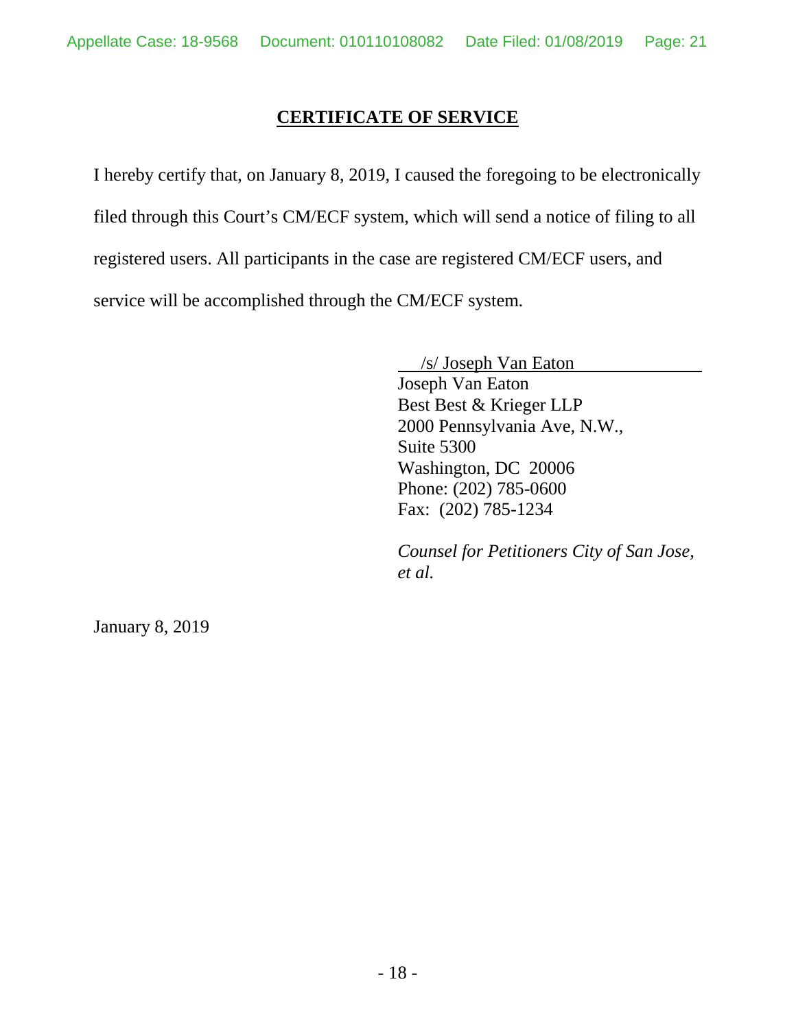## CERTIFICATE OF SERVICE

I hereby certify that, on January 8, 2019, I caused the foregoing to be electronically filed through this Court's CM/ECF system, which will send a notice of filing to all registered users. All participants in the case are registered CM/ECF users, and service will be accomplished through the CM/ECF system.

/s/ Joseph Van Eaton
Joseph Van Eaton
Best Best & Krieger LLP
2000 Pennsylvania Ave, N.W.,
Suite 5300
Washington, DC 20006
Phone: (202) 785-0600
Fax: (202) 785-1234

*Counsel for Petitioners City of San Jose, et al.*

January 8, 2019